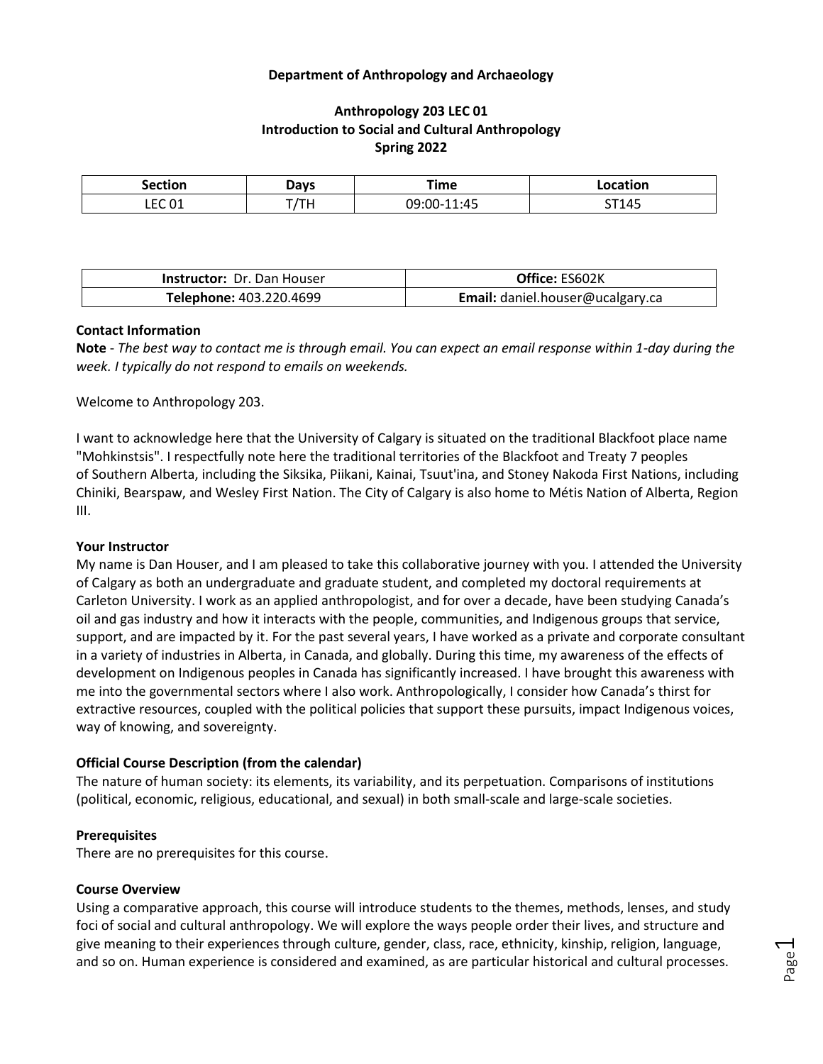**Department of Anthropology and Archaeology**

**Anthropology 203 LEC 01**
**Introduction to Social and Cultural Anthropology**
**Spring 2022**

| Section | Days | Time | Location |
| --- | --- | --- | --- |
| LEC 01 | T/TH | 09:00-11:45 | ST145 |

| **Instructor:** Dr. Dan Houser | **Office:** ES602K |
| --- | --- |
| **Telephone:** 403.220.4699 | **Email:** daniel.houser@ucalgary.ca |

**Contact Information**

**Note** - *The best way to contact me is through email. You can expect an email response within 1-day during the week. I typically do not respond to emails on weekends.*

Welcome to Anthropology 203.

I want to acknowledge here that the University of Calgary is situated on the traditional Blackfoot place name "Mohkinstsis". I respectfully note here the traditional territories of the Blackfoot and Treaty 7 peoples of Southern Alberta, including the Siksika, Piikani, Kainai, Tsuut'ina, and Stoney Nakoda First Nations, including Chiniki, Bearspaw, and Wesley First Nation. The City of Calgary is also home to Métis Nation of Alberta, Region III.

**Your Instructor**

My name is Dan Houser, and I am pleased to take this collaborative journey with you. I attended the University of Calgary as both an undergraduate and graduate student, and completed my doctoral requirements at Carleton University. I work as an applied anthropologist, and for over a decade, have been studying Canada's oil and gas industry and how it interacts with the people, communities, and Indigenous groups that service, support, and are impacted by it. For the past several years, I have worked as a private and corporate consultant in a variety of industries in Alberta, in Canada, and globally. During this time, my awareness of the effects of development on Indigenous peoples in Canada has significantly increased. I have brought this awareness with me into the governmental sectors where I also work. Anthropologically, I consider how Canada's thirst for extractive resources, coupled with the political policies that support these pursuits, impact Indigenous voices, way of knowing, and sovereignty.

**Official Course Description (from the calendar)**

The nature of human society: its elements, its variability, and its perpetuation. Comparisons of institutions (political, economic, religious, educational, and sexual) in both small-scale and large-scale societies.

**Prerequisites**

There are no prerequisites for this course.

**Course Overview**

Using a comparative approach, this course will introduce students to the themes, methods, lenses, and study foci of social and cultural anthropology. We will explore the ways people order their lives, and structure and give meaning to their experiences through culture, gender, class, race, ethnicity, kinship, religion, language, and so on. Human experience is considered and examined, as are particular historical and cultural processes.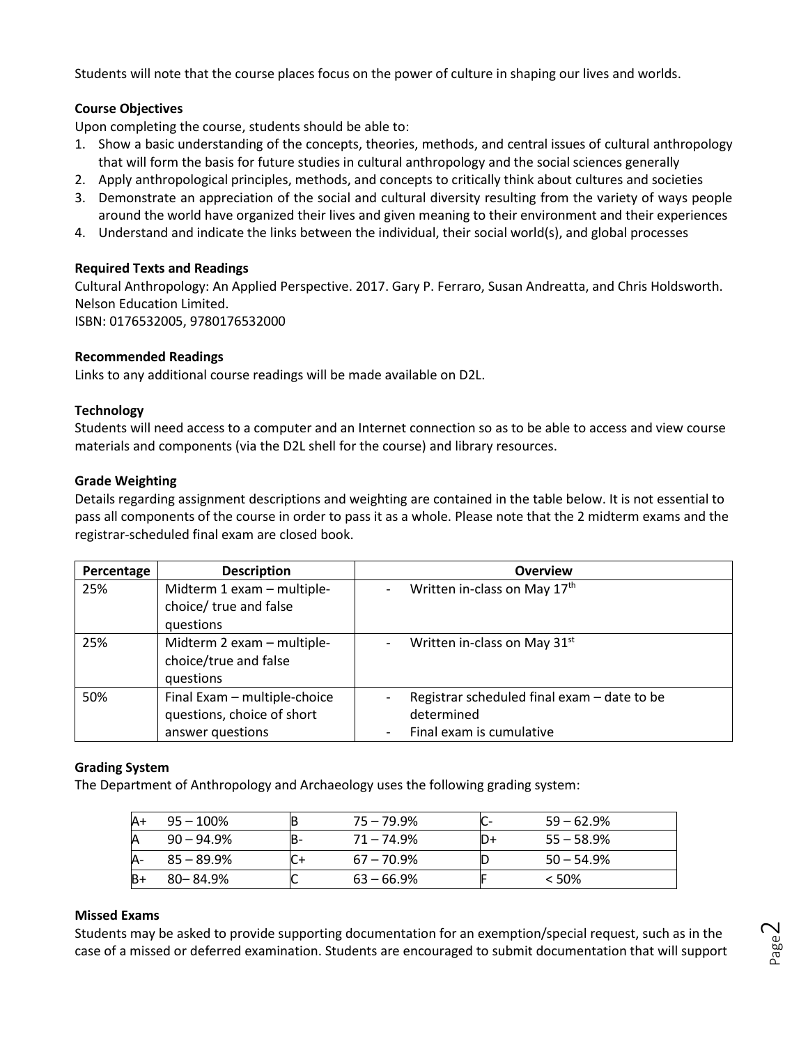Students will note that the course places focus on the power of culture in shaping our lives and worlds.

**Course Objectives**

Upon completing the course, students should be able to:

1. Show a basic understanding of the concepts, theories, methods, and central issues of cultural anthropology that will form the basis for future studies in cultural anthropology and the social sciences generally
2. Apply anthropological principles, methods, and concepts to critically think about cultures and societies
3. Demonstrate an appreciation of the social and cultural diversity resulting from the variety of ways people around the world have organized their lives and given meaning to their environment and their experiences
4. Understand and indicate the links between the individual, their social world(s), and global processes

**Required Texts and Readings**

Cultural Anthropology: An Applied Perspective. 2017. Gary P. Ferraro, Susan Andreatta, and Chris Holdsworth. Nelson Education Limited.
ISBN: 0176532005, 9780176532000

**Recommended Readings**

Links to any additional course readings will be made available on D2L.

**Technology**

Students will need access to a computer and an Internet connection so as to be able to access and view course materials and components (via the D2L shell for the course) and library resources.

**Grade Weighting**

Details regarding assignment descriptions and weighting are contained in the table below. It is not essential to pass all components of the course in order to pass it as a whole. Please note that the 2 midterm exams and the registrar-scheduled final exam are closed book.

| Percentage | Description | Overview |
|---|---|---|
| 25% | Midterm 1 exam – multiple-choice/ true and false questions | - Written in-class on May 17th |
| 25% | Midterm 2 exam – multiple-choice/true and false questions | - Written in-class on May 31st |
| 50% | Final Exam – multiple-choice questions, choice of short answer questions | - Registrar scheduled final exam – date to be determined<br>- Final exam is cumulative |

**Grading System**

The Department of Anthropology and Archaeology uses the following grading system:

| | | | | | |
|---|---|---|---|---|---|
| A+ | 95 – 100% | B | 75 – 79.9% | C- | 59 – 62.9% |
| A | 90 – 94.9% | B- | 71 – 74.9% | D+ | 55 – 58.9% |
| A- | 85 – 89.9% | C+ | 67 – 70.9% | D | 50 – 54.9% |
| B+ | 80– 84.9% | C | 63 – 66.9% | F | < 50% |

**Missed Exams**

Students may be asked to provide supporting documentation for an exemption/special request, such as in the case of a missed or deferred examination. Students are encouraged to submit documentation that will support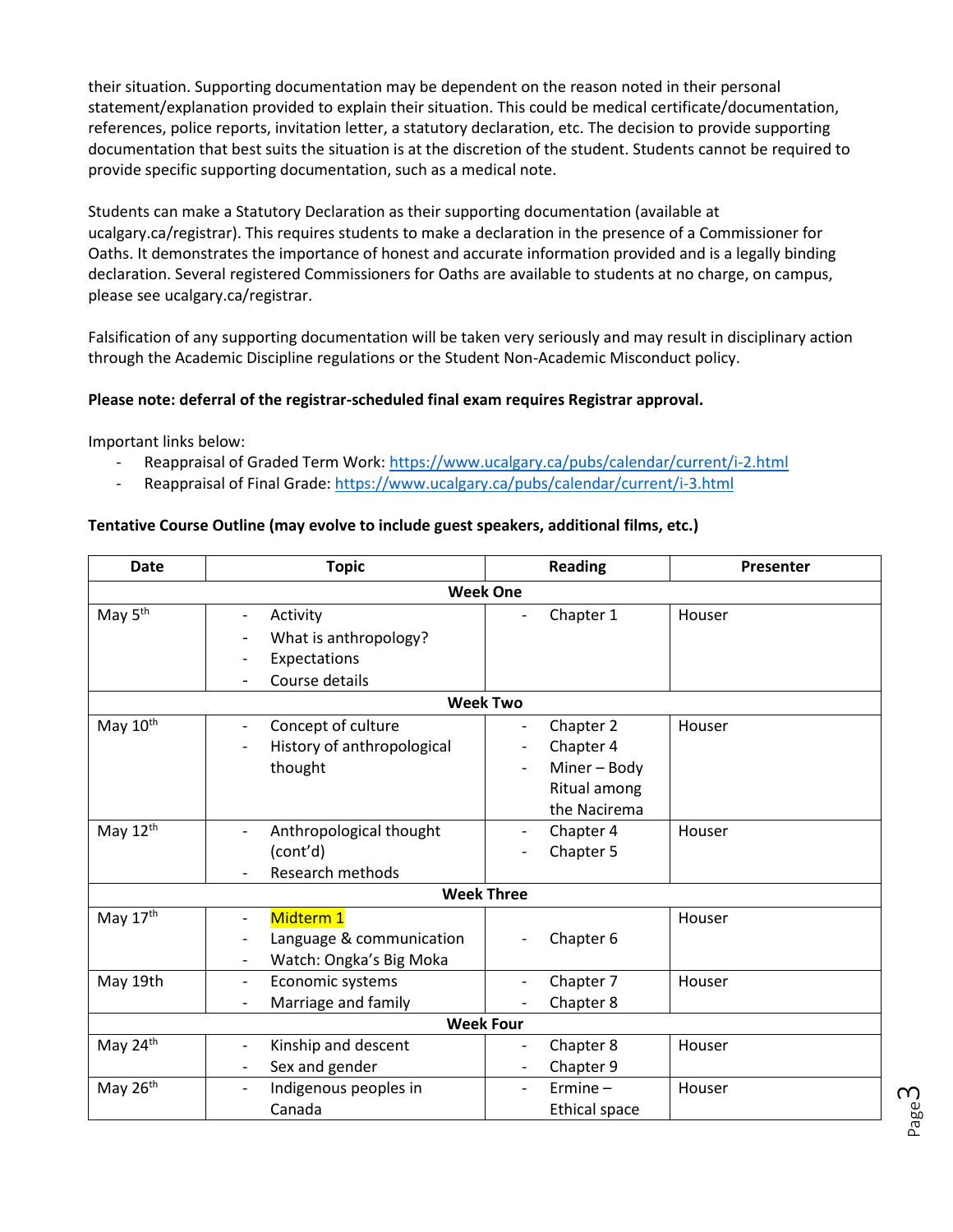their situation. Supporting documentation may be dependent on the reason noted in their personal statement/explanation provided to explain their situation. This could be medical certificate/documentation, references, police reports, invitation letter, a statutory declaration, etc. The decision to provide supporting documentation that best suits the situation is at the discretion of the student. Students cannot be required to provide specific supporting documentation, such as a medical note.

Students can make a Statutory Declaration as their supporting documentation (available at ucalgary.ca/registrar). This requires students to make a declaration in the presence of a Commissioner for Oaths. It demonstrates the importance of honest and accurate information provided and is a legally binding declaration. Several registered Commissioners for Oaths are available to students at no charge, on campus, please see ucalgary.ca/registrar.

Falsification of any supporting documentation will be taken very seriously and may result in disciplinary action through the Academic Discipline regulations or the Student Non-Academic Misconduct policy.

**Please note: deferral of the registrar-scheduled final exam requires Registrar approval.**

Important links below:

- Reappraisal of Graded Term Work: https://www.ucalgary.ca/pubs/calendar/current/i-2.html
- Reappraisal of Final Grade: https://www.ucalgary.ca/pubs/calendar/current/i-3.html

**Tentative Course Outline (may evolve to include guest speakers, additional films, etc.)**

| Date | Topic | Reading | Presenter |
|---|---|---|---|
| **Week One** | | | |
| May 5th | - Activity<br>- What is anthropology?<br>- Expectations<br>- Course details | - Chapter 1 | Houser |
| **Week Two** | | | |
| May 10th | - Concept of culture<br>- History of anthropological thought | - Chapter 2<br>- Chapter 4<br>- Miner – Body Ritual among the Nacirema | Houser |
| May 12th | - Anthropological thought (cont'd)<br>- Research methods | - Chapter 4<br>- Chapter 5 | Houser |
| **Week Three** | | | |
| May 17th | - Midterm 1<br>- Language & communication<br>- Watch: Ongka's Big Moka | - Chapter 6 | Houser |
| May 19th | - Economic systems<br>- Marriage and family | - Chapter 7<br>- Chapter 8 | Houser |
| **Week Four** | | | |
| May 24th | - Kinship and descent<br>- Sex and gender | - Chapter 8<br>- Chapter 9 | Houser |
| May 26th | - Indigenous peoples in Canada | - Ermine – Ethical space | Houser |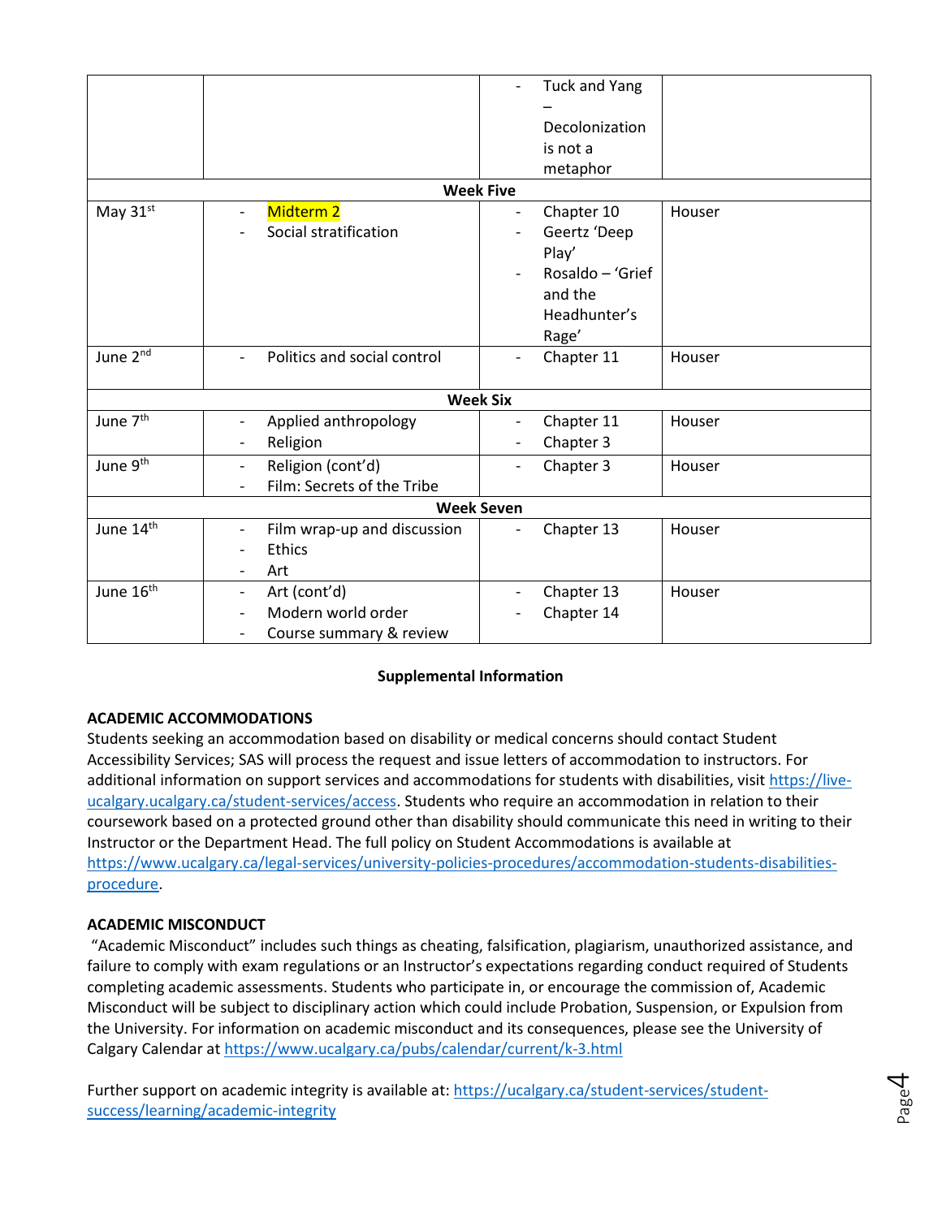| | | - Tuck and Yang – Decolonization is not a metaphor | |
|---|---|---|---|
| **Week Five** | | | |
| May 31st | - Midterm 2<br>- Social stratification | - Chapter 10<br>- Geertz 'Deep Play'<br>- Rosaldo – 'Grief and the Headhunter's Rage' | Houser |
| June 2nd | - Politics and social control | - Chapter 11 | Houser |
| **Week Six** | | | |
| June 7th | - Applied anthropology<br>- Religion | - Chapter 11<br>- Chapter 3 | Houser |
| June 9th | - Religion (cont'd)<br>- Film: Secrets of the Tribe | - Chapter 3 | Houser |
| **Week Seven** | | | |
| June 14th | - Film wrap-up and discussion<br>- Ethics<br>- Art | - Chapter 13 | Houser |
| June 16th | - Art (cont'd)<br>- Modern world order<br>- Course summary & review | - Chapter 13<br>- Chapter 14 | Houser |

**Supplemental Information**

**ACADEMIC ACCOMMODATIONS**

Students seeking an accommodation based on disability or medical concerns should contact Student Accessibility Services; SAS will process the request and issue letters of accommodation to instructors. For additional information on support services and accommodations for students with disabilities, visit https://live-ucalgary.ucalgary.ca/student-services/access. Students who require an accommodation in relation to their coursework based on a protected ground other than disability should communicate this need in writing to their Instructor or the Department Head. The full policy on Student Accommodations is available at https://www.ucalgary.ca/legal-services/university-policies-procedures/accommodation-students-disabilities-procedure.

**ACADEMIC MISCONDUCT**

"Academic Misconduct" includes such things as cheating, falsification, plagiarism, unauthorized assistance, and failure to comply with exam regulations or an Instructor's expectations regarding conduct required of Students completing academic assessments. Students who participate in, or encourage the commission of, Academic Misconduct will be subject to disciplinary action which could include Probation, Suspension, or Expulsion from the University. For information on academic misconduct and its consequences, please see the University of Calgary Calendar at https://www.ucalgary.ca/pubs/calendar/current/k-3.html

Further support on academic integrity is available at: https://ucalgary.ca/student-services/student-success/learning/academic-integrity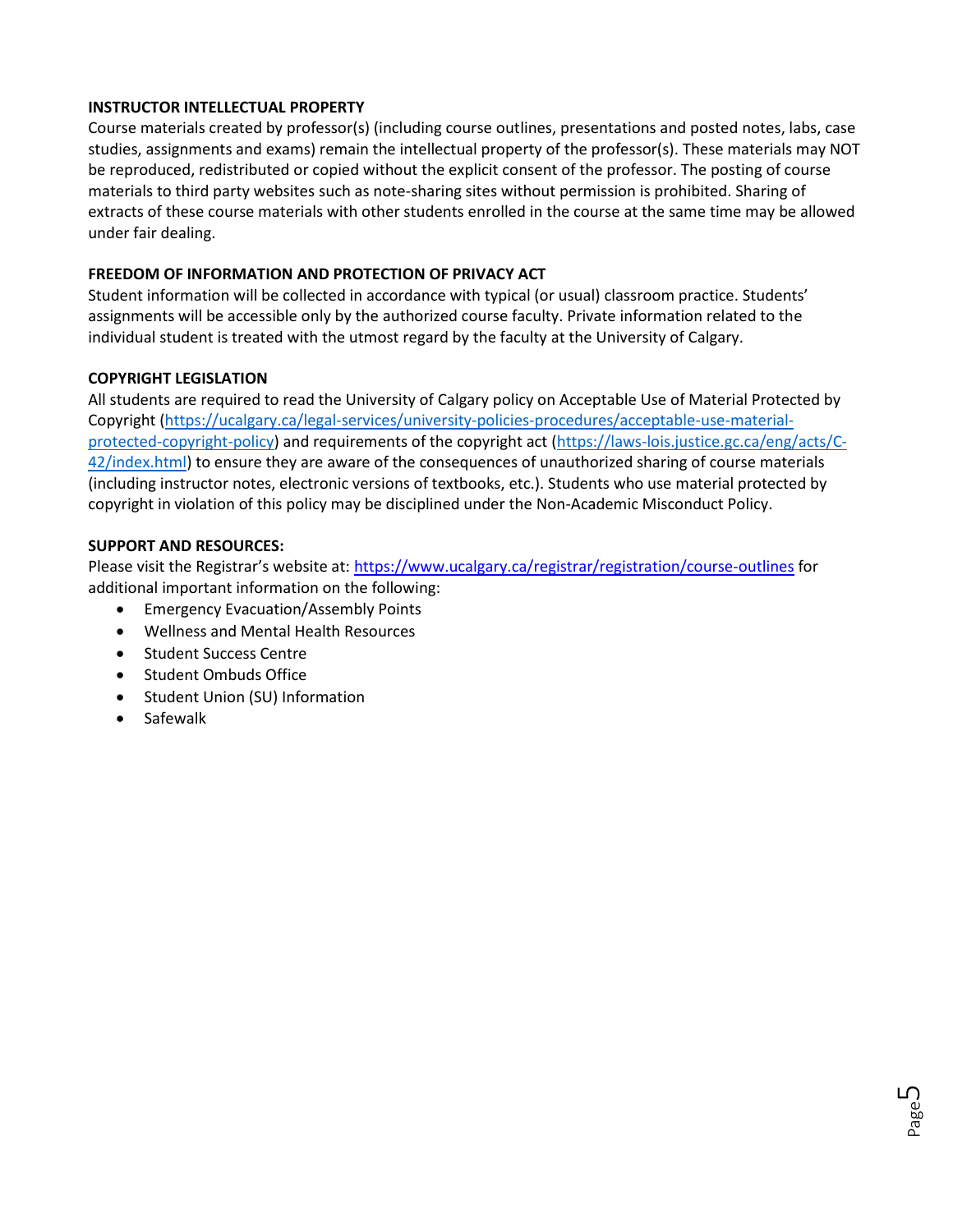**INSTRUCTOR INTELLECTUAL PROPERTY**

Course materials created by professor(s) (including course outlines, presentations and posted notes, labs, case studies, assignments and exams) remain the intellectual property of the professor(s). These materials may NOT be reproduced, redistributed or copied without the explicit consent of the professor. The posting of course materials to third party websites such as note-sharing sites without permission is prohibited. Sharing of extracts of these course materials with other students enrolled in the course at the same time may be allowed under fair dealing.

**FREEDOM OF INFORMATION AND PROTECTION OF PRIVACY ACT**

Student information will be collected in accordance with typical (or usual) classroom practice. Students' assignments will be accessible only by the authorized course faculty. Private information related to the individual student is treated with the utmost regard by the faculty at the University of Calgary.

**COPYRIGHT LEGISLATION**

All students are required to read the University of Calgary policy on Acceptable Use of Material Protected by Copyright (https://ucalgary.ca/legal-services/university-policies-procedures/acceptable-use-material-protected-copyright-policy) and requirements of the copyright act (https://laws-lois.justice.gc.ca/eng/acts/C-42/index.html) to ensure they are aware of the consequences of unauthorized sharing of course materials (including instructor notes, electronic versions of textbooks, etc.). Students who use material protected by copyright in violation of this policy may be disciplined under the Non-Academic Misconduct Policy.

**SUPPORT AND RESOURCES:**

Please visit the Registrar's website at: https://www.ucalgary.ca/registrar/registration/course-outlines for additional important information on the following:

- Emergency Evacuation/Assembly Points
- Wellness and Mental Health Resources
- Student Success Centre
- Student Ombuds Office
- Student Union (SU) Information
- Safewalk